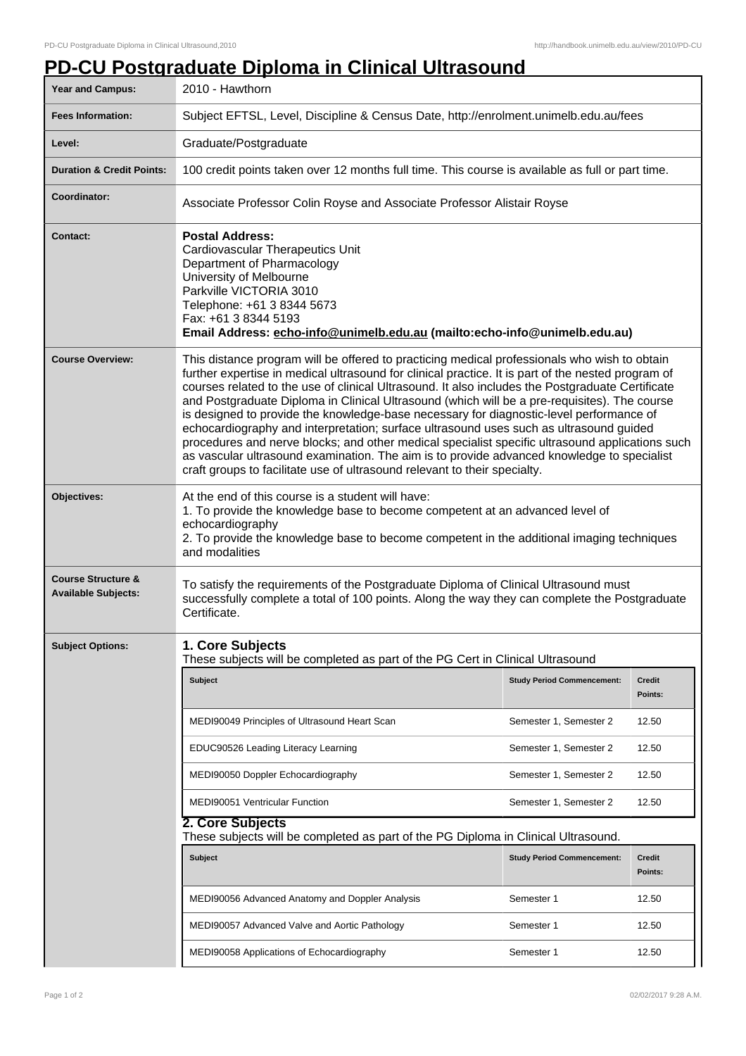# PD-CU Postgraduate Diploma in Clinical Ultrasound

| | |
|---|---|
| **Year and Campus:** | 2010 - Hawthorn |
| **Fees Information:** | Subject EFTSL, Level, Discipline & Census Date, http://enrolment.unimelb.edu.au/fees |
| **Level:** | Graduate/Postgraduate |
| **Duration & Credit Points:** | 100 credit points taken over 12 months full time. This course is available as full or part time. |
| **Coordinator:** | Associate Professor Colin Royse and Associate Professor Alistair Royse |
| **Contact:** | **Postal Address:**<br>Cardiovascular Therapeutics Unit<br>Department of Pharmacology<br>University of Melbourne<br>Parkville VICTORIA 3010<br>Telephone: +61 3 8344 5673<br>Fax: +61 3 8344 5193<br>**Email Address: echo-info@unimelb.edu.au (mailto:echo-info@unimelb.edu.au)** |
| **Course Overview:** | This distance program will be offered to practicing medical professionals who wish to obtain further expertise in medical ultrasound for clinical practice. It is part of the nested program of courses related to the use of clinical Ultrasound. It also includes the Postgraduate Certificate and Postgraduate Diploma in Clinical Ultrasound (which will be a pre-requisites). The course is designed to provide the knowledge-base necessary for diagnostic-level performance of echocardiography and interpretation; surface ultrasound uses such as ultrasound guided procedures and nerve blocks; and other medical specialist specific ultrasound applications such as vascular ultrasound examination. The aim is to provide advanced knowledge to specialist craft groups to facilitate use of ultrasound relevant to their specialty. |
| **Objectives:** | At the end of this course is a student will have:<br>1. To provide the knowledge base to become competent at an advanced level of echocardiography<br>2. To provide the knowledge base to become competent in the additional imaging techniques and modalities |
| **Course Structure & Available Subjects:** | To satisfy the requirements of the Postgraduate Diploma of Clinical Ultrasound must successfully complete a total of 100 points. Along the way they can complete the Postgraduate Certificate. |

**Subject Options:**

### 1. Core Subjects

These subjects will be completed as part of the PG Cert in Clinical Ultrasound

| Subject | Study Period Commencement: | Credit Points: |
|---|---|---|
| MEDI90049 Principles of Ultrasound Heart Scan | Semester 1, Semester 2 | 12.50 |
| EDUC90526 Leading Literacy Learning | Semester 1, Semester 2 | 12.50 |
| MEDI90050 Doppler Echocardiography | Semester 1, Semester 2 | 12.50 |
| MEDI90051 Ventricular Function | Semester 1, Semester 2 | 12.50 |

### 2. Core Subjects

These subjects will be completed as part of the PG Diploma in Clinical Ultrasound.

| Subject | Study Period Commencement: | Credit Points: |
|---|---|---|
| MEDI90056 Advanced Anatomy and Doppler Analysis | Semester 1 | 12.50 |
| MEDI90057 Advanced Valve and Aortic Pathology | Semester 1 | 12.50 |
| MEDI90058 Applications of Echocardiography | Semester 1 | 12.50 |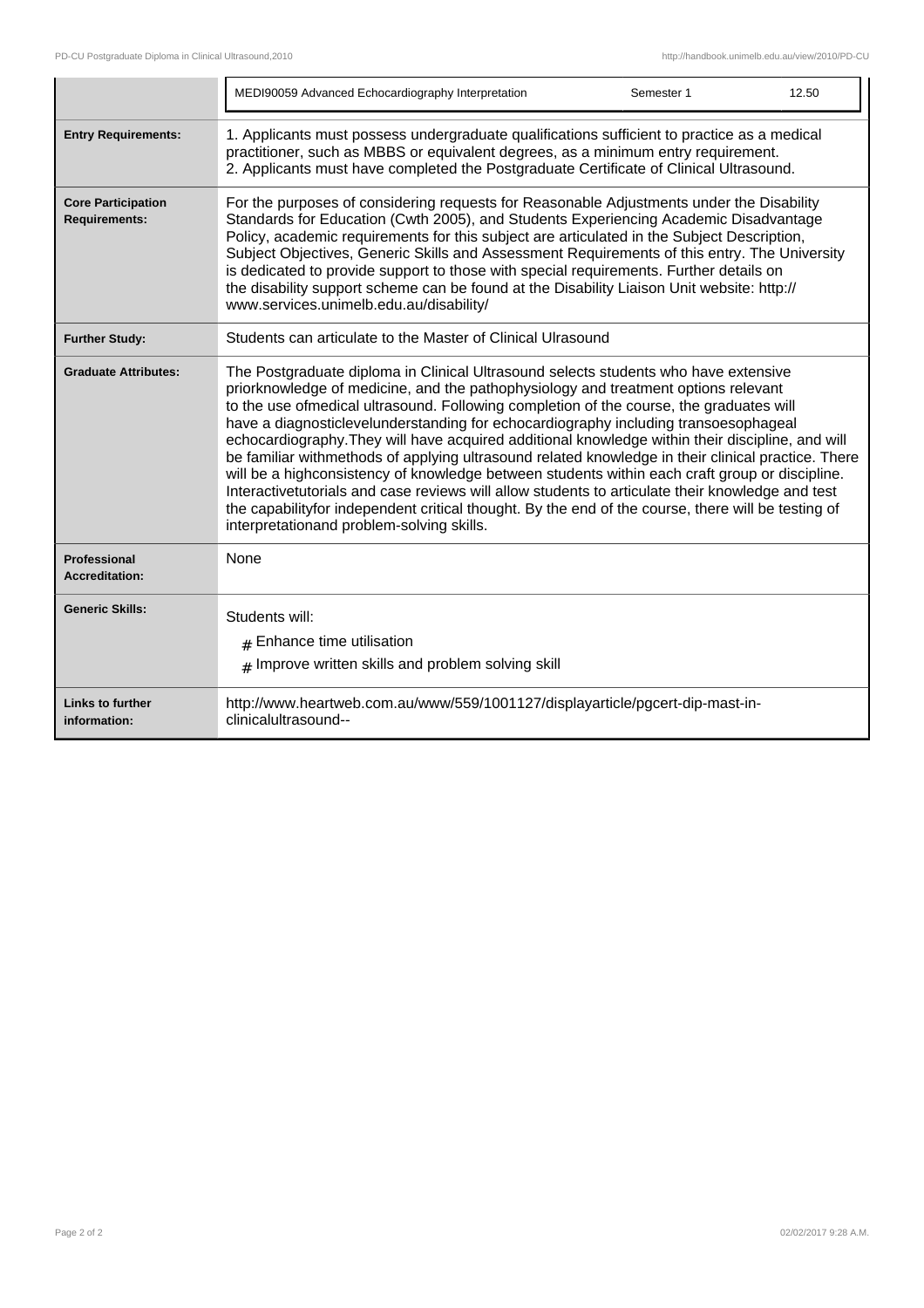| | | | |
|---|---|---|---|
| | MEDI90059 Advanced Echocardiography Interpretation | Semester 1 | 12.50 |
| **Entry Requirements:** | 1. Applicants must possess undergraduate qualifications sufficient to practice as a medical practitioner, such as MBBS or equivalent degrees, as a minimum entry requirement.<br>2. Applicants must have completed the Postgraduate Certificate of Clinical Ultrasound. | | |
| **Core Participation Requirements:** | For the purposes of considering requests for Reasonable Adjustments under the Disability Standards for Education (Cwth 2005), and Students Experiencing Academic Disadvantage Policy, academic requirements for this subject are articulated in the Subject Description, Subject Objectives, Generic Skills and Assessment Requirements of this entry. The University is dedicated to provide support to those with special requirements. Further details on the disability support scheme can be found at the Disability Liaison Unit website: http://www.services.unimelb.edu.au/disability/ | | |
| **Further Study:** | Students can articulate to the Master of Clinical Ulrasound | | |
| **Graduate Attributes:** | The Postgraduate diploma in Clinical Ultrasound selects students who have extensive priorknowledge of medicine, and the pathophysiology and treatment options relevant to the use ofmedical ultrasound. Following completion of the course, the graduates will have a diagnosticlevelunderstanding for echocardiography including transoesophageal echocardiography.They will have acquired additional knowledge within their discipline, and will be familiar withmethods of applying ultrasound related knowledge in their clinical practice. There will be a highconsistency of knowledge between students within each craft group or discipline. Interactivetutorials and case reviews will allow students to articulate their knowledge and test the capabilityfor independent critical thought. By the end of the course, there will be testing of interpretationand problem-solving skills. | | |
| **Professional Accreditation:** | None | | |
| **Generic Skills:** | Students will:<br># Enhance time utilisation<br># Improve written skills and problem solving skill | | |
| **Links to further information:** | http://www.heartweb.com.au/www/559/1001127/displayarticle/pgcert-dip-mast-in-clinicalultrasound-- | | |